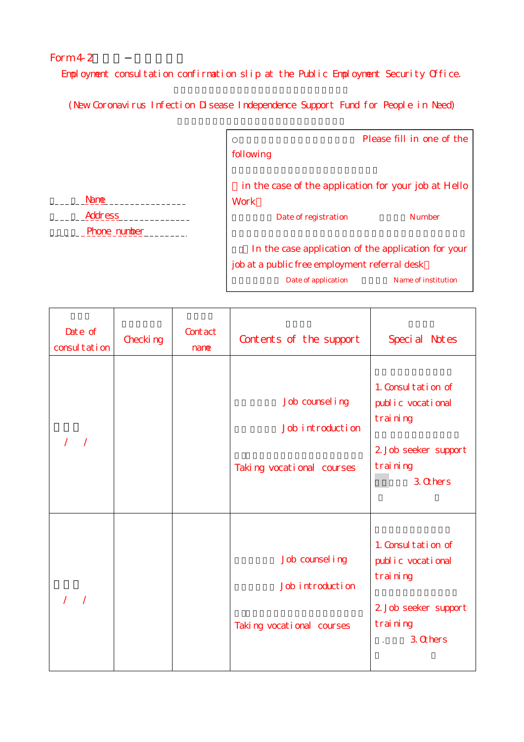Form 4-2

Employment consultation confirmation slip at the Public Employment Security Office.

(New Coronavirus Infection Disease Independence Support Fund for People in Need)

Name ________________

Address ______________

Phone number ________

○ Please fill in one of the following

(in the case of the application for your job at Hello Work)

Date of registration　　　Number

(In the case application of the application for your job at a public free employment referral desk)

Date of application　　　Name of institution

| Date of consultation | Checking | Contact name | Contents of the support | Special Notes |
|---|---|---|---|---|
| / / | | | Job counseling<br>Job introduction<br>Taking vocational courses | 1. Consultation of public vocational training<br>2. Job seeker support training<br>3. Others<br>( ) |
| / / | | | Job counseling<br>Job introduction<br>Taking vocational courses | 1. Consultation of public vocational training<br>2. Job seeker support training<br>3. Others<br>( ) |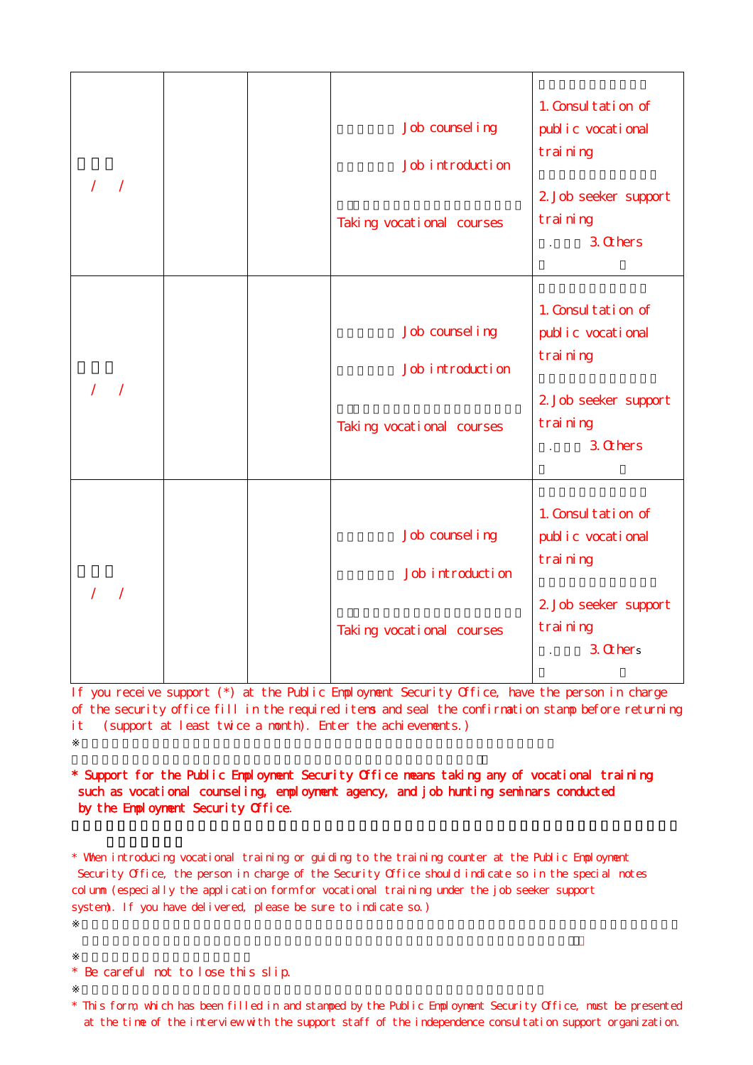| | | | | |
|---|---|---|---|---|
| / / | | | Job counseling<br>Job introduction<br>Taking vocational courses | 1.Consultation of public vocational training<br>2.Job seeker support training<br>3.Others |
| / / | | | Job counseling<br>Job introduction<br>Taking vocational courses | 1.Consultation of public vocational training<br>2.Job seeker support training<br>3.Others |
| / / | | | Job counseling<br>Job introduction<br>Taking vocational courses | 1.Consultation of public vocational training<br>2.Job seeker support training<br>3.Others |

If you receive support (*) at the Public Employment Security Office, have the person in charge of the security office fill in the required items and seal the confirmation stamp before returning it (support at least twice a month). Enter the achievements.)

**\* Support for the Public Employment Security Office means taking any of vocational training such as vocational counseling, employment agency, and job hunting seminars conducted by the Employment Security Office.**

* When introducing vocational training or guiding to the training counter at the Public Employment Security Office, the person in charge of the Security Office should indicate so in the special notes column (especially the application form for vocational training under the job seeker support system). If you have delivered, please be sure to indicate so.)

* Be careful not to lose this slip.

* This form, which has been filled in and stamped by the Public Employment Security Office, must be presented at the time of the interview with the support staff of the independence consultation support organization.